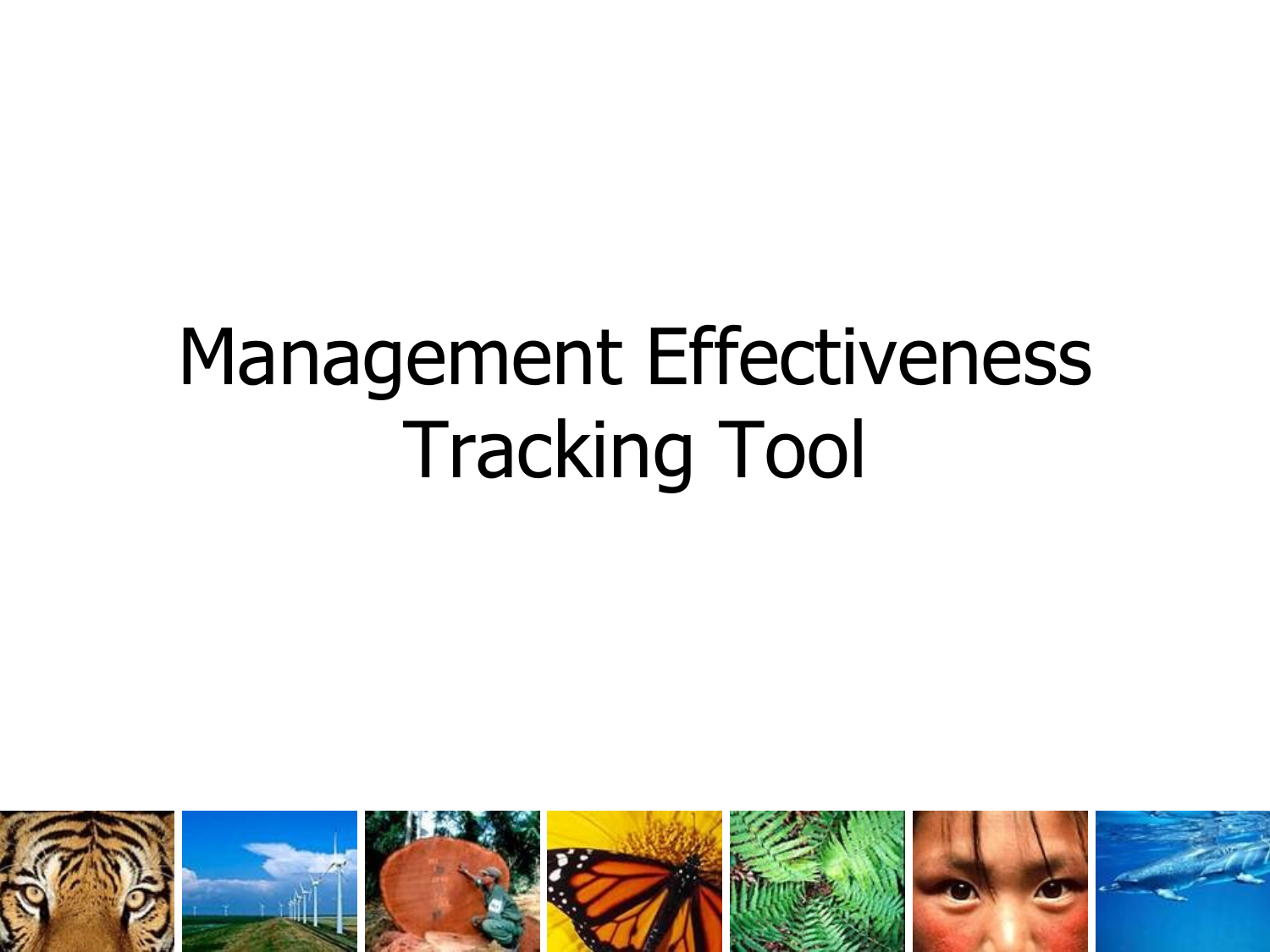# Management Effectiveness Tracking Tool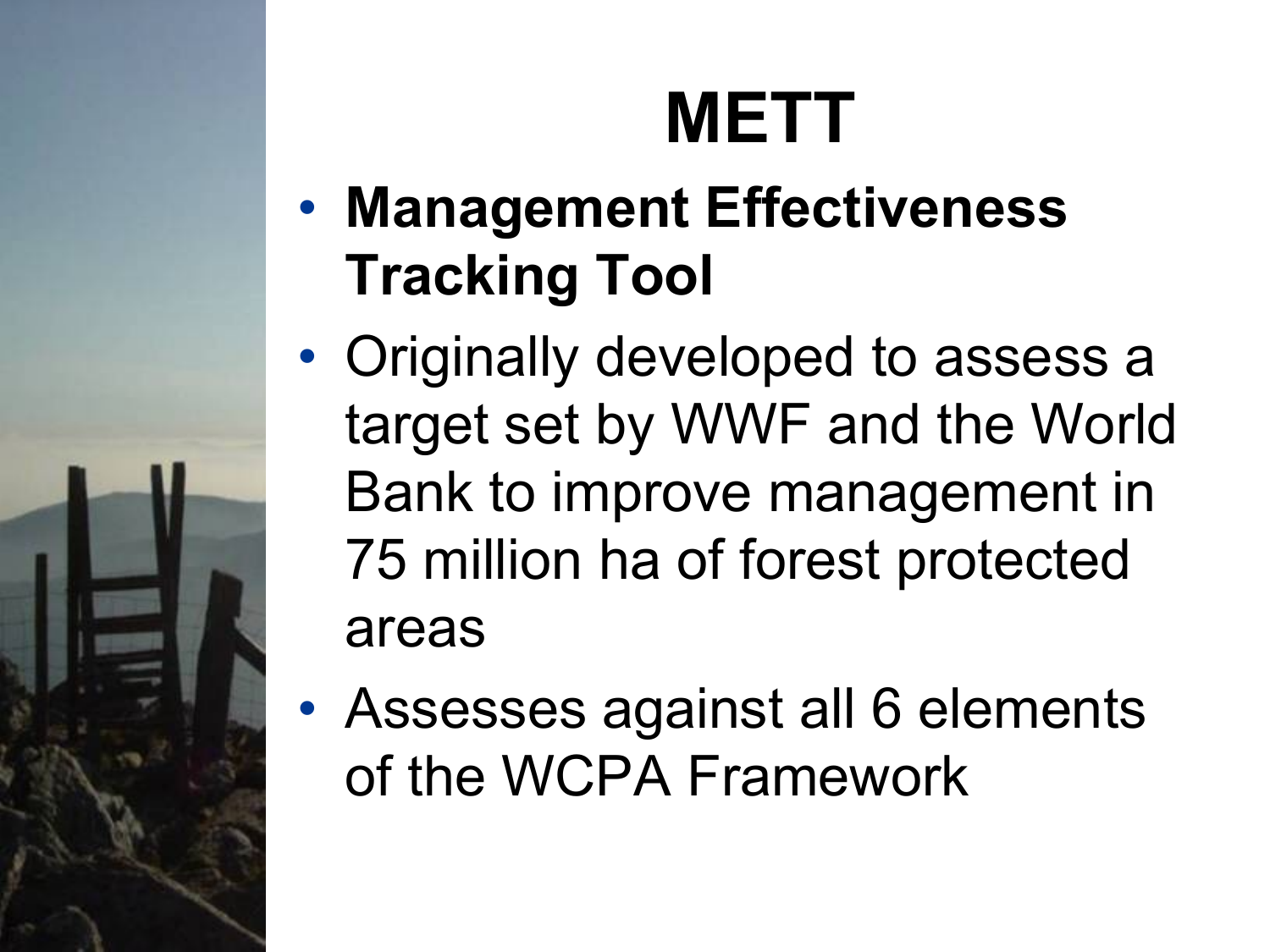# METT

- **Management Effectiveness Tracking Tool**
- Originally developed to assess a target set by WWF and the World Bank to improve management in 75 million ha of forest protected areas
- Assesses against all 6 elements of the WCPA Framework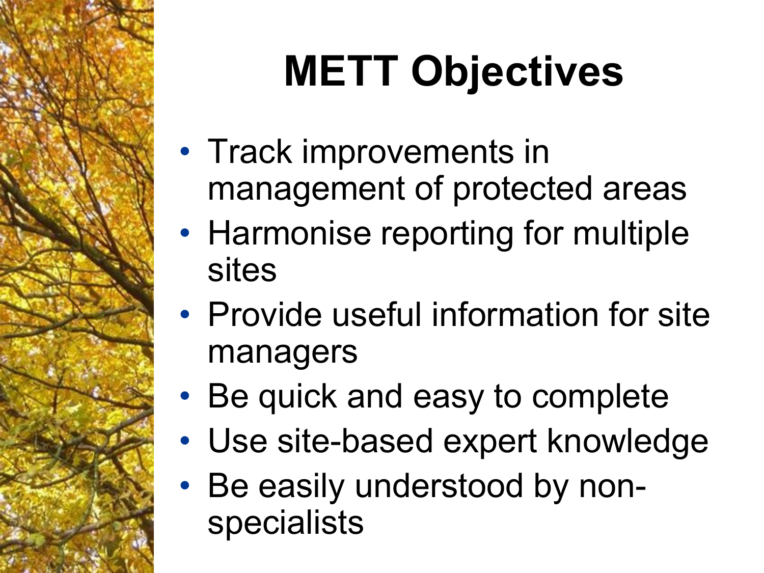# METT Objectives

- Track improvements in management of protected areas
- Harmonise reporting for multiple sites
- Provide useful information for site managers
- Be quick and easy to complete
- Use site-based expert knowledge
- Be easily understood by non-specialists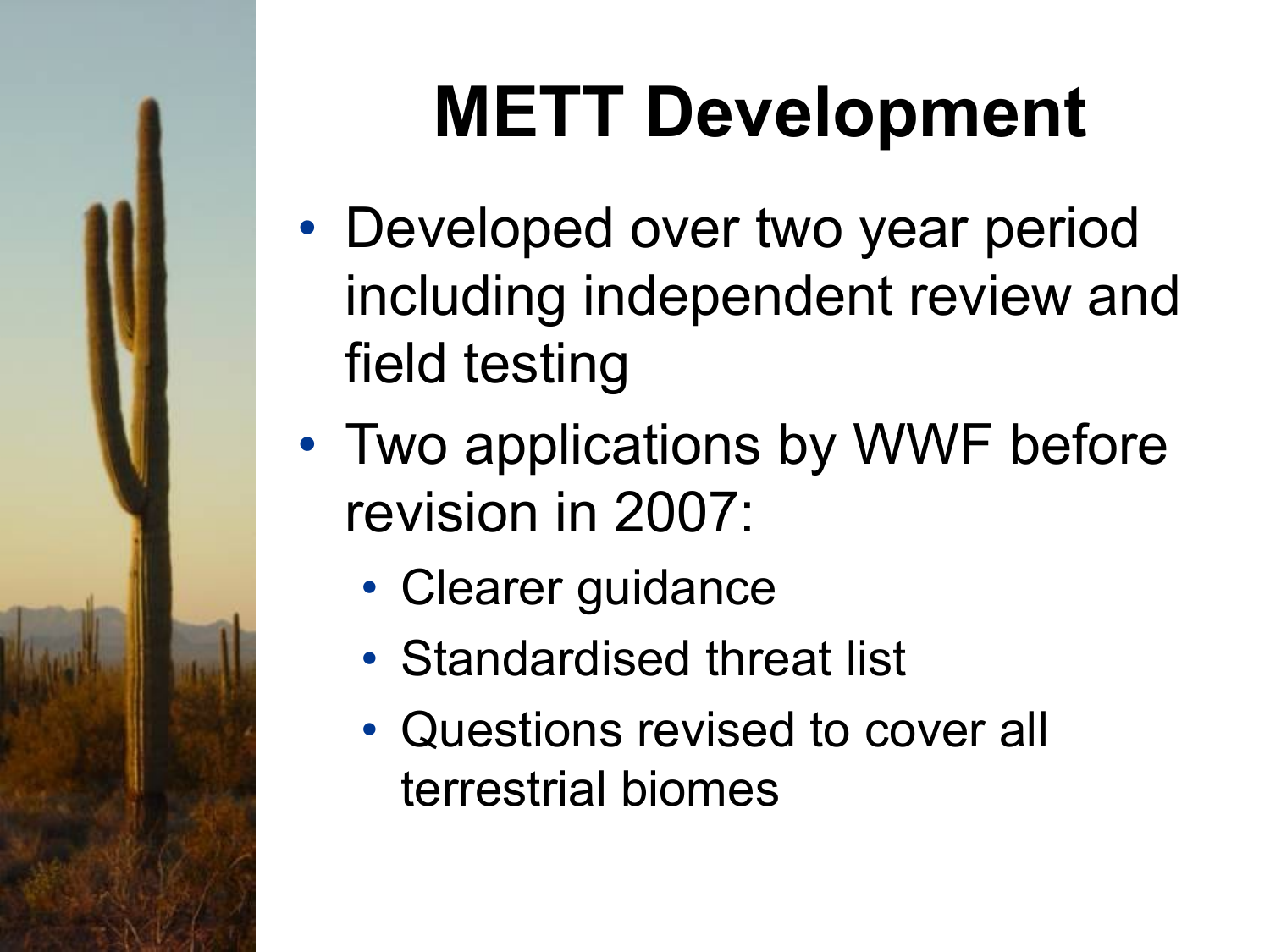# METT Development

- Developed over two year period including independent review and field testing
- Two applications by WWF before revision in 2007:
  - Clearer guidance
  - Standardised threat list
  - Questions revised to cover all terrestrial biomes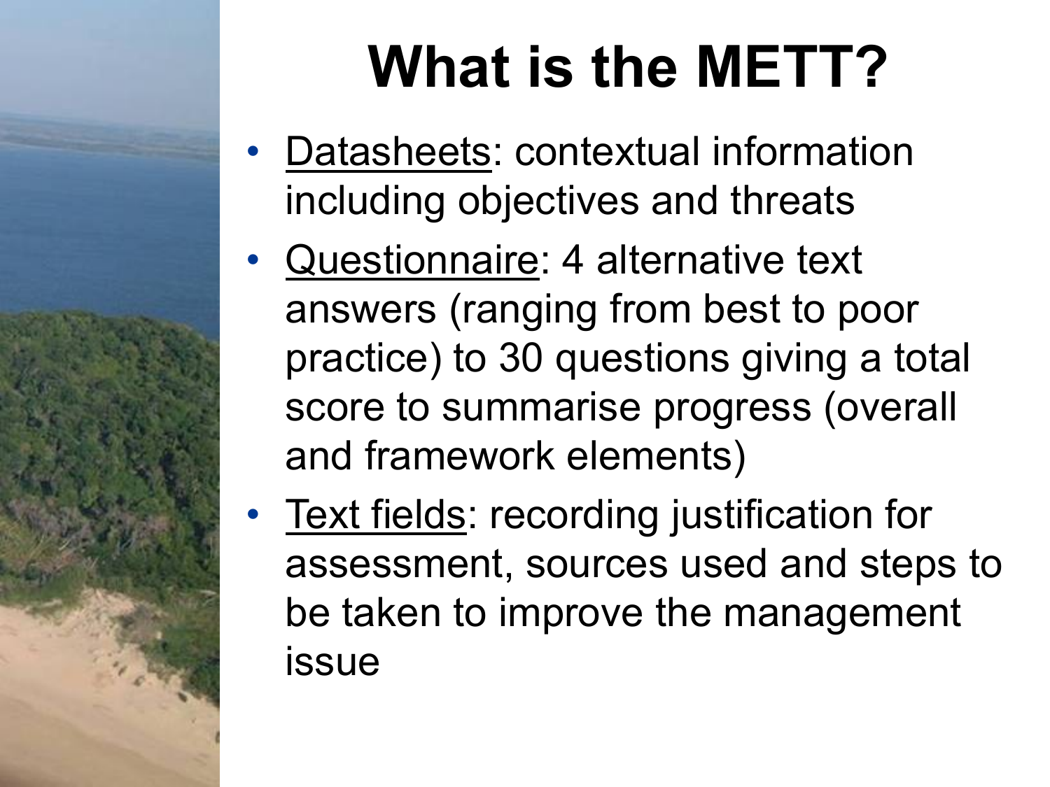# What is the METT?

- Datasheets: contextual information including objectives and threats
- Questionnaire: 4 alternative text answers (ranging from best to poor practice) to 30 questions giving a total score to summarise progress (overall and framework elements)
- Text fields: recording justification for assessment, sources used and steps to be taken to improve the management issue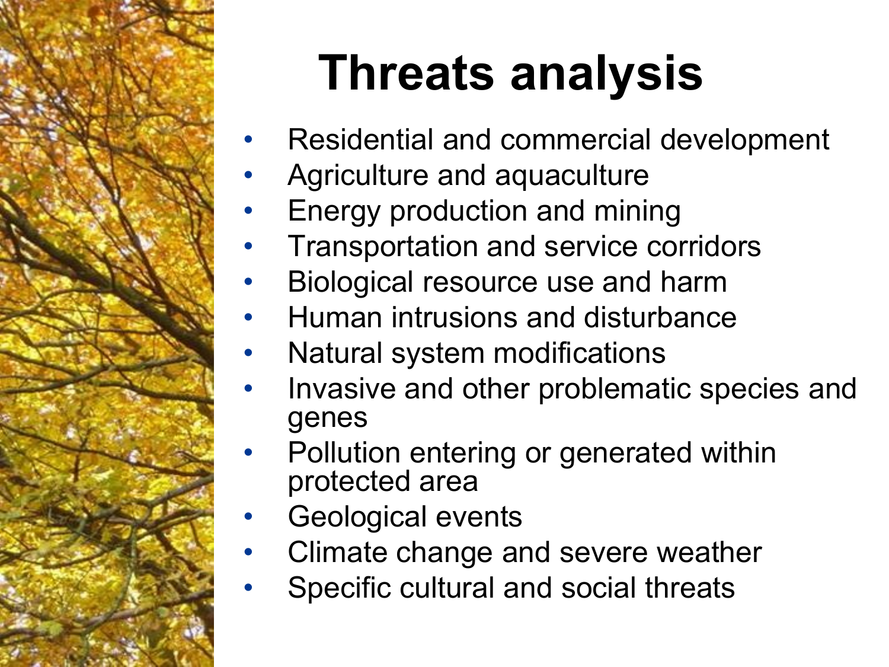# Threats analysis

- Residential and commercial development
- Agriculture and aquaculture
- Energy production and mining
- Transportation and service corridors
- Biological resource use and harm
- Human intrusions and disturbance
- Natural system modifications
- Invasive and other problematic species and genes
- Pollution entering or generated within protected area
- Geological events
- Climate change and severe weather
- Specific cultural and social threats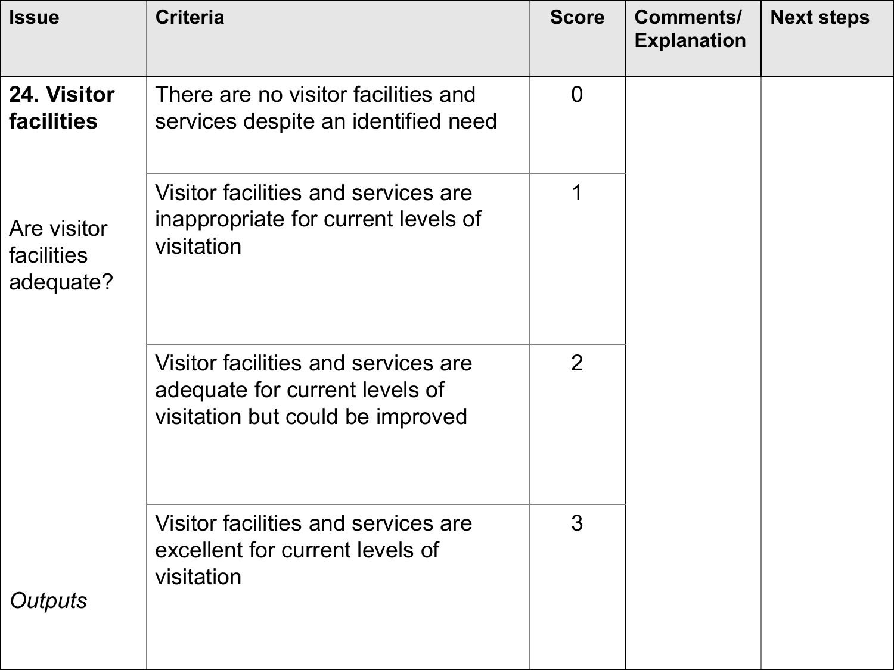| Issue | Criteria | Score | Comments/ Explanation | Next steps |
|---|---|---|---|---|
| **24. Visitor facilities** | There are no visitor facilities and services despite an identified need | 0 | | |
| Are visitor facilities adequate? | Visitor facilities and services are inappropriate for current levels of visitation | 1 | | |
| | Visitor facilities and services are adequate for current levels of visitation but could be improved | 2 | | |
| *Outputs* | Visitor facilities and services are excellent for current levels of visitation | 3 | | |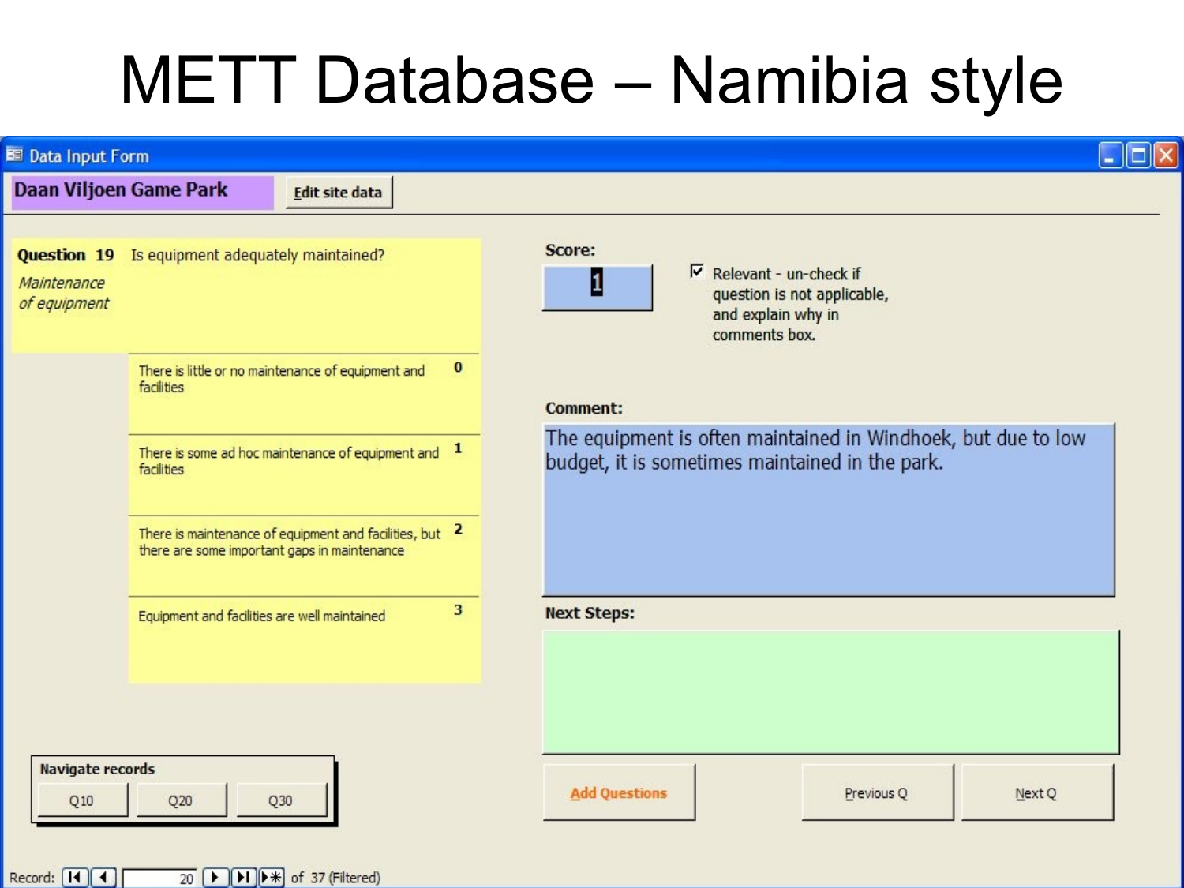# METT Database – Namibia style

Data Input Form

**Daan Viljoen Game Park** | Edit site data

**Question 19** Is equipment adequately maintained?

*Maintenance of equipment*

| Description | Score |
|---|---|
| There is little or no maintenance of equipment and facilities | 0 |
| There is some ad hoc maintenance of equipment and facilities | 1 |
| There is maintenance of equipment and facilities, but there are some important gaps in maintenance | 2 |
| Equipment and facilities are well maintained | 3 |

**Score:** 1

☑ Relevant - un-check if question is not applicable, and explain why in comments box.

**Comment:**

The equipment is often maintained in Windhoek, but due to low budget, it is sometimes maintained in the park.

**Next Steps:**

**Navigate records**

Q10 | Q20 | Q30

Add Questions | Previous Q | Next Q

Record: 20 of 37 (Filtered)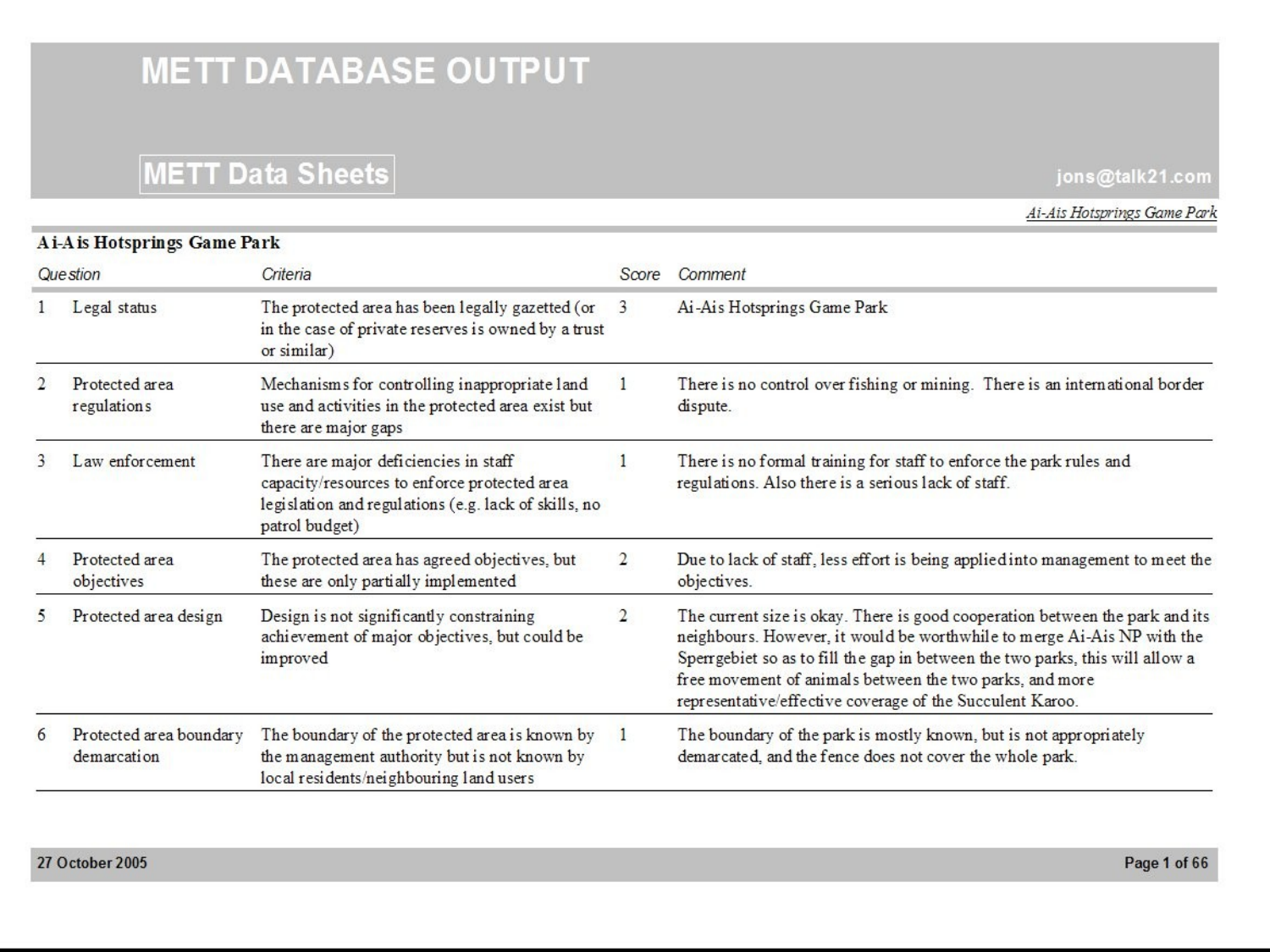# METT DATABASE OUTPUT

## METT Data Sheets

jons@talk21.com

### Ai-Ais Hotsprings Game Park

| Question | | Criteria | Score | Comment |
|---|---|---|---|---|
| 1 | Legal status | The protected area has been legally gazetted (or in the case of private reserves is owned by a trust or similar) | 3 | Ai-Ais Hotsprings Game Park |
| 2 | Protected area regulations | Mechanisms for controlling inappropriate land use and activities in the protected area exist but there are major gaps | 1 | There is no control over fishing or mining. There is an international border dispute. |
| 3 | Law enforcement | There are major deficiencies in staff capacity/resources to enforce protected area legislation and regulations (e.g. lack of skills, no patrol budget) | 1 | There is no formal training for staff to enforce the park rules and regulations. Also there is a serious lack of staff. |
| 4 | Protected area objectives | The protected area has agreed objectives, but these are only partially implemented | 2 | Due to lack of staff, less effort is being applied into management to meet the objectives. |
| 5 | Protected area design | Design is not significantly constraining achievement of major objectives, but could be improved | 2 | The current size is okay. There is good cooperation between the park and its neighbours. However, it would be worthwhile to merge Ai-Ais NP with the Sperrgebiet so as to fill the gap in between the two parks, this will allow a free movement of animals between the two parks, and more representative/effective coverage of the Succulent Karoo. |
| 6 | Protected area boundary demarcation | The boundary of the protected area is known by the management authority but is not known by local residents/neighbouring land users | 1 | The boundary of the park is mostly known, but is not appropriately demarcated, and the fence does not cover the whole park. |

27 October 2005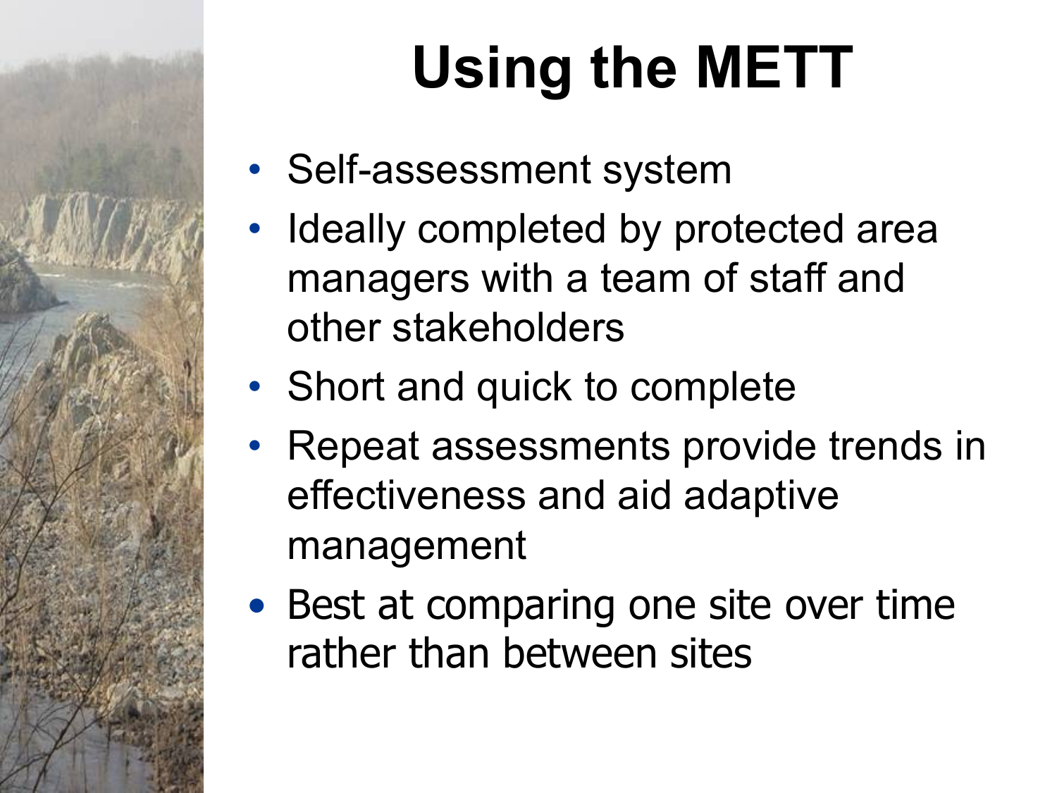# Using the METT

- Self-assessment system
- Ideally completed by protected area managers with a team of staff and other stakeholders
- Short and quick to complete
- Repeat assessments provide trends in effectiveness and aid adaptive management
- Best at comparing one site over time rather than between sites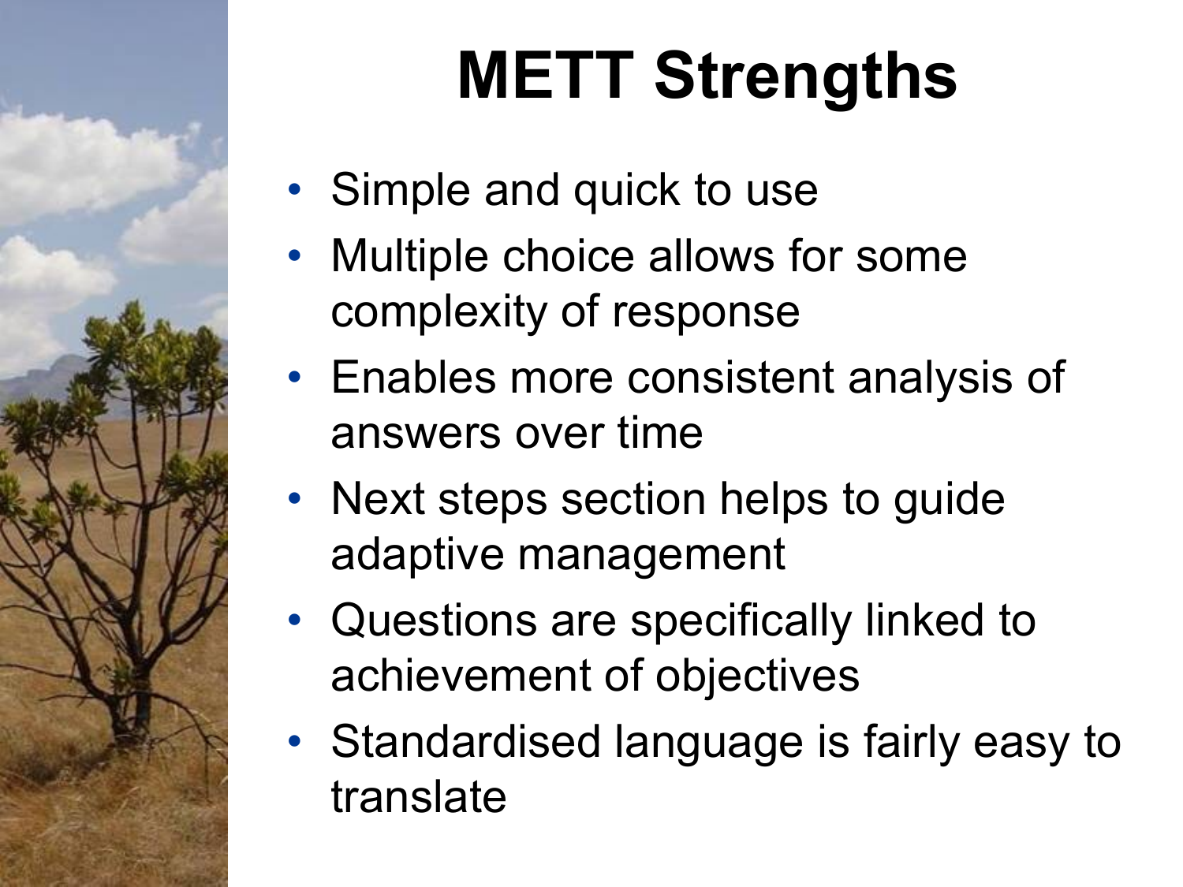# METT Strengths

- Simple and quick to use
- Multiple choice allows for some complexity of response
- Enables more consistent analysis of answers over time
- Next steps section helps to guide adaptive management
- Questions are specifically linked to achievement of objectives
- Standardised language is fairly easy to translate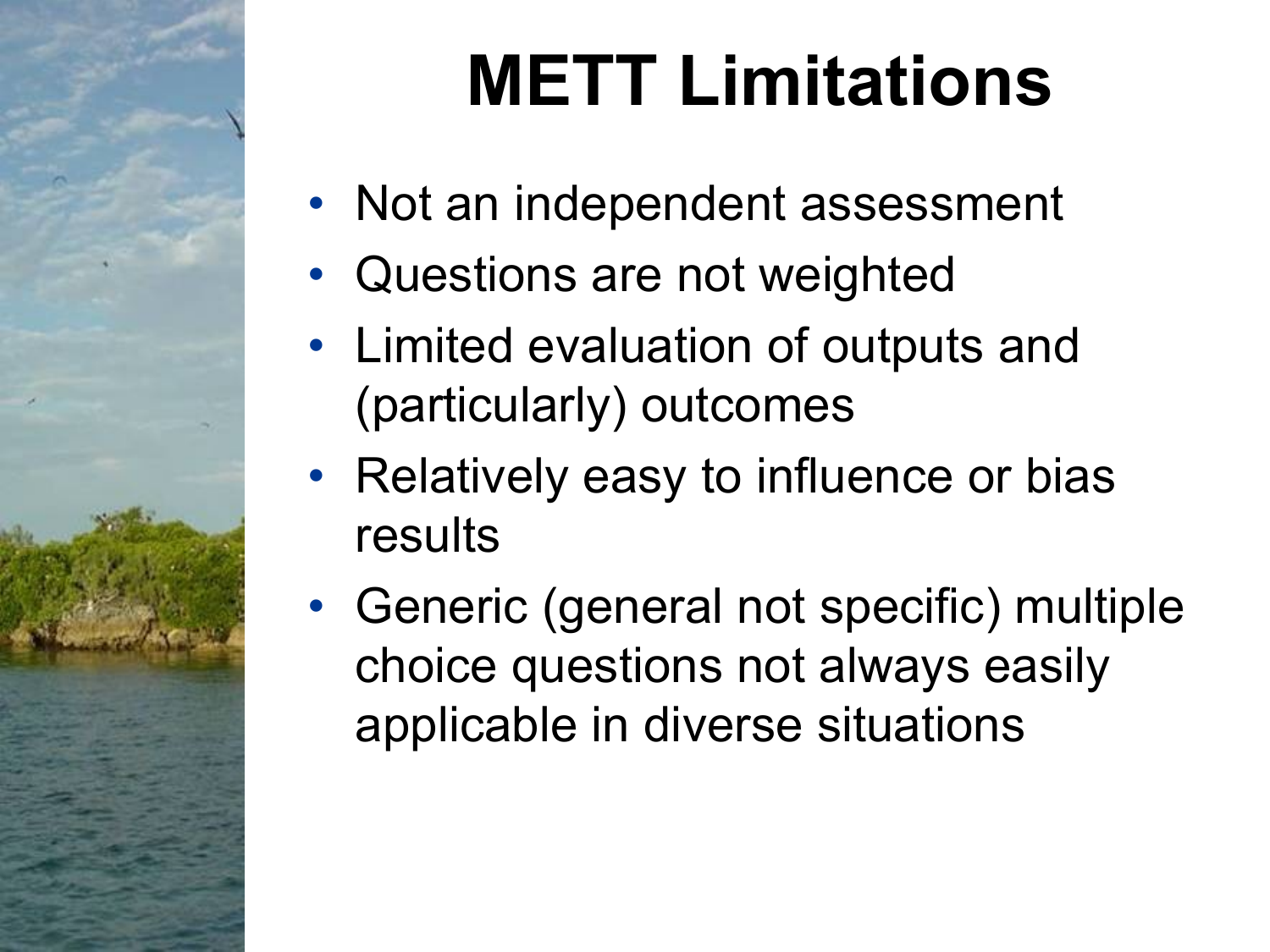# METT Limitations

- Not an independent assessment
- Questions are not weighted
- Limited evaluation of outputs and (particularly) outcomes
- Relatively easy to influence or bias results
- Generic (general not specific) multiple choice questions not always easily applicable in diverse situations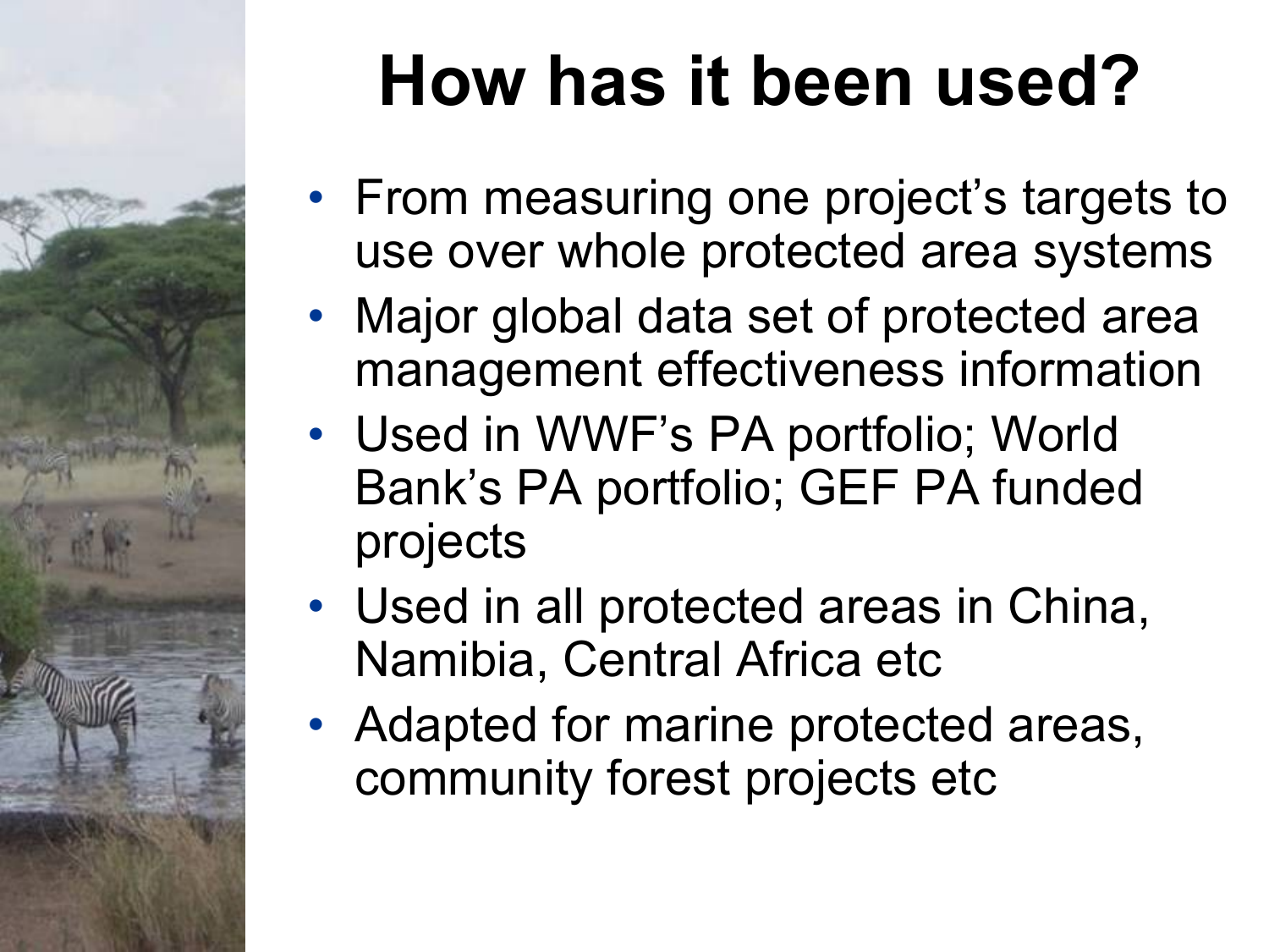# How has it been used?

- From measuring one project's targets to use over whole protected area systems
- Major global data set of protected area management effectiveness information
- Used in WWF's PA portfolio; World Bank's PA portfolio; GEF PA funded projects
- Used in all protected areas in China, Namibia, Central Africa etc
- Adapted for marine protected areas, community forest projects etc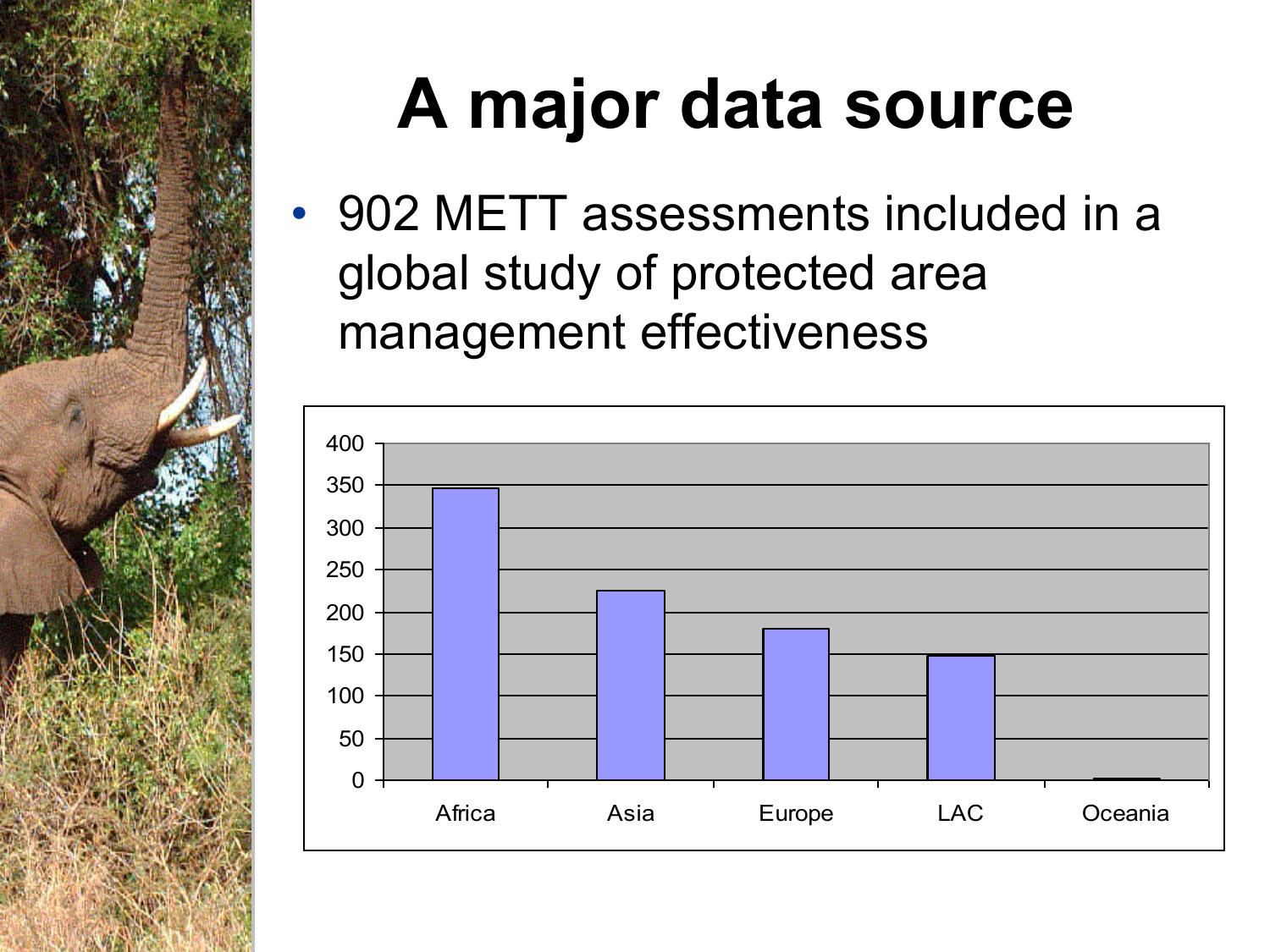# A major data source

- 902 METT assessments included in a global study of protected area management effectiveness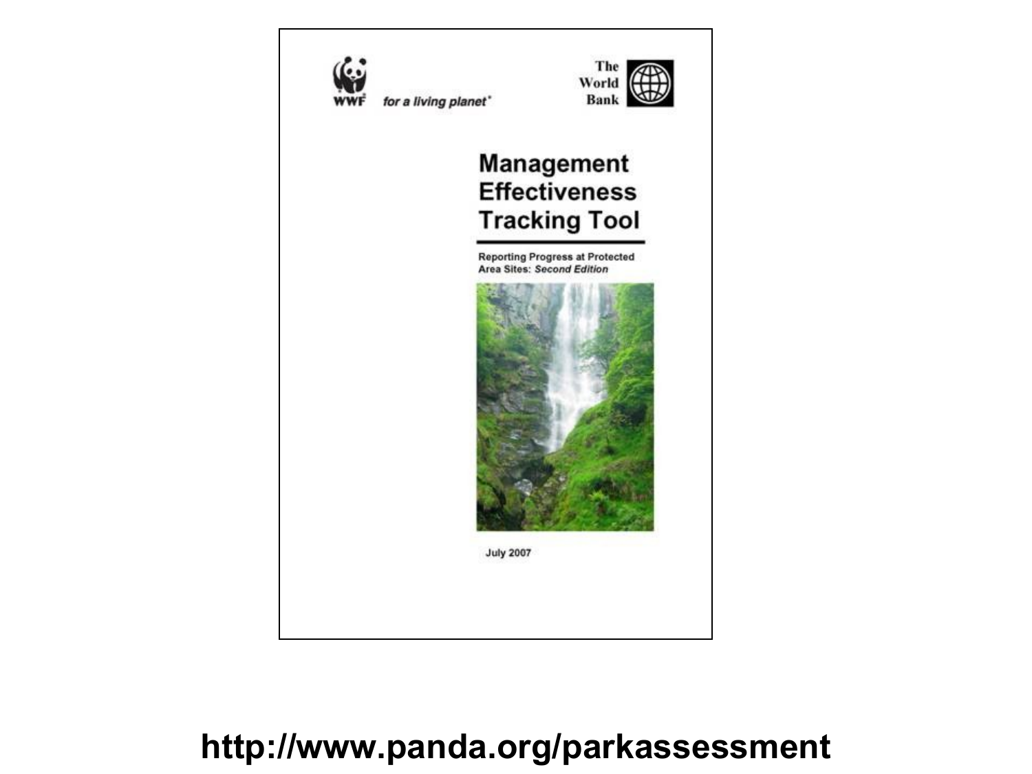WWF for a living planet

The World Bank

# Management Effectiveness Tracking Tool

Reporting Progress at Protected Area Sites: *Second Edition*

July 2007

**http://www.panda.org/parkassessment**